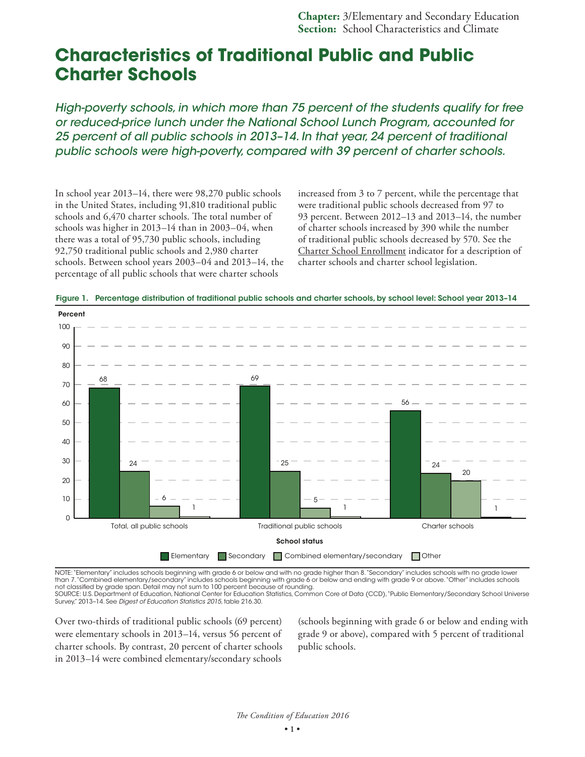# Characteristics of Traditional Public and Public Charter Schools

*High-poverty schools, in which more than 75 percent of the students qualify for free or reduced-price lunch under the National School Lunch Program, accounted for 25 percent of all public schools in 2013–14. In that year, 24 percent of traditional public schools were high-poverty, compared with 39 percent of charter schools.*

In school year 2013–14, there were 98,270 public schools in the United States, including 91,810 traditional public schools and 6,470 charter schools. The total number of schools was higher in 2013–14 than in 2003–04, when there was a total of 95,730 public schools, including 92,750 traditional public schools and 2,980 charter schools. Between school years 2003–04 and 2013–14, the percentage of all public schools that were charter schools increased from 3 to 7 percent, while the percentage that were traditional public schools decreased from 97 to 93 percent. Between 2012–13 and 2013–14, the number of charter schools increased by 390 while the number of traditional public schools decreased by 570. See the Charter School Enrollment indicator for a description of charter schools and charter school legislation.

**Figure 1. Percentage distribution of traditional public schools and charter schools, by school level: School year 2013–14**

| School status | Elementary | Secondary | Combined elementary/secondary | Other |
|---|---|---|---|---|
| Total, all public schools | 68 | 24 | 6 | 1 |
| Traditional public schools | 69 | 25 | 5 | 1 |
| Charter schools | 56 | 24 | 20 | 1 |

NOTE: "Elementary" includes schools beginning with grade 6 or below and with no grade higher than 8. "Secondary" includes schools with no grade lower than 7. "Combined elementary/secondary" includes schools beginning with grade 6 or below and ending with grade 9 or above. "Other" includes schools not classified by grade span. Detail may not sum to 100 percent because of rounding.
SOURCE: U.S. Department of Education, National Center for Education Statistics, Common Core of Data (CCD), "Public Elementary/Secondary School Universe Survey," 2013–14. See *Digest of Education Statistics 2015*, table 216.30.

Over two-thirds of traditional public schools (69 percent) were elementary schools in 2013–14, versus 56 percent of charter schools. By contrast, 20 percent of charter schools in 2013–14 were combined elementary/secondary schools (schools beginning with grade 6 or below and ending with grade 9 or above), compared with 5 percent of traditional public schools.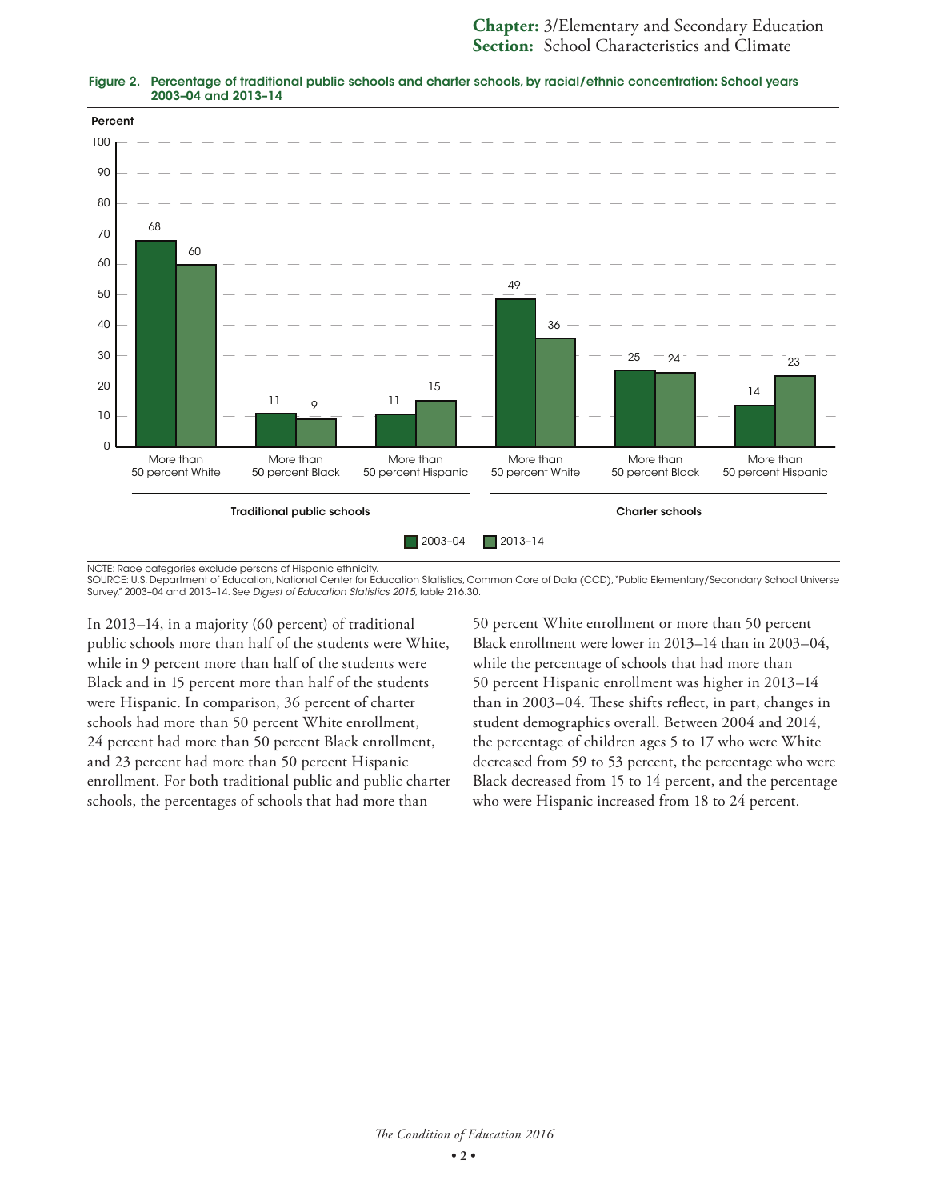Figure 2. Percentage of traditional public schools and charter schools, by racial/ethnic concentration: School years 2003–04 and 2013–14

Percent

100
90
80
70
60
50
40
30
20
10
0

68
60
11
9
11
15
49
36
25
24
14
23

More than 50 percent White
More than 50 percent Black
More than 50 percent Hispanic
More than 50 percent White
More than 50 percent Black
More than 50 percent Hispanic

Traditional public schools

Charter schools

2003–04
2013–14

NOTE: Race categories exclude persons of Hispanic ethnicity.
SOURCE: U.S. Department of Education, National Center for Education Statistics, Common Core of Data (CCD), "Public Elementary/Secondary School Universe Survey," 2003–04 and 2013–14. See *Digest of Education Statistics 2015*, table 216.30.

In 2013–14, in a majority (60 percent) of traditional public schools more than half of the students were White, while in 9 percent more than half of the students were Black and in 15 percent more than half of the students were Hispanic. In comparison, 36 percent of charter schools had more than 50 percent White enrollment, 24 percent had more than 50 percent Black enrollment, and 23 percent had more than 50 percent Hispanic enrollment. For both traditional public and public charter schools, the percentages of schools that had more than 50 percent White enrollment or more than 50 percent Black enrollment were lower in 2013–14 than in 2003–04, while the percentage of schools that had more than 50 percent Hispanic enrollment was higher in 2013–14 than in 2003–04. These shifts reflect, in part, changes in student demographics overall. Between 2004 and 2014, the percentage of children ages 5 to 17 who were White decreased from 59 to 53 percent, the percentage who were Black decreased from 15 to 14 percent, and the percentage who were Hispanic increased from 18 to 24 percent.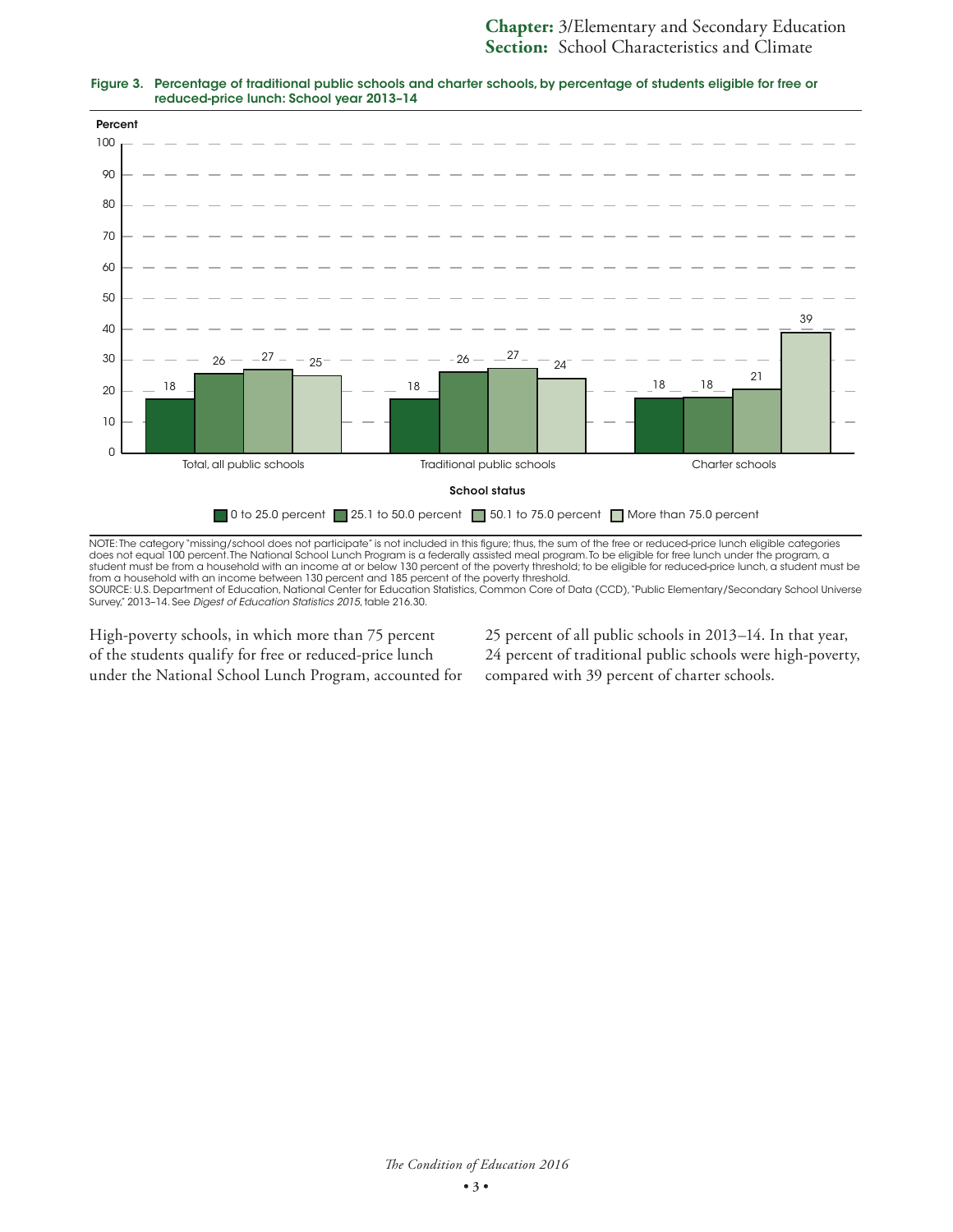**Figure 3. Percentage of traditional public schools and charter schools, by percentage of students eligible for free or reduced-price lunch: School year 2013–14**

Percent

100
90
80
70
60
50
40
30
20
10
0

Total, all public schools: 18, 26, 27, 25

Traditional public schools: 18, 26, 27, 24

Charter schools: 18, 18, 21, 39

School status

0 to 25.0 percent
25.1 to 50.0 percent
50.1 to 75.0 percent
More than 75.0 percent

NOTE: The category "missing/school does not participate" is not included in this figure; thus, the sum of the free or reduced-price lunch eligible categories does not equal 100 percent. The National School Lunch Program is a federally assisted meal program. To be eligible for free lunch under the program, a student must be from a household with an income at or below 130 percent of the poverty threshold; to be eligible for reduced-price lunch, a student must be from a household with an income between 130 percent and 185 percent of the poverty threshold.
SOURCE: U.S. Department of Education, National Center for Education Statistics, Common Core of Data (CCD), "Public Elementary/Secondary School Universe Survey," 2013–14. See *Digest of Education Statistics 2015*, table 216.30.

High-poverty schools, in which more than 75 percent of the students qualify for free or reduced-price lunch under the National School Lunch Program, accounted for 25 percent of all public schools in 2013–14. In that year, 24 percent of traditional public schools were high-poverty, compared with 39 percent of charter schools.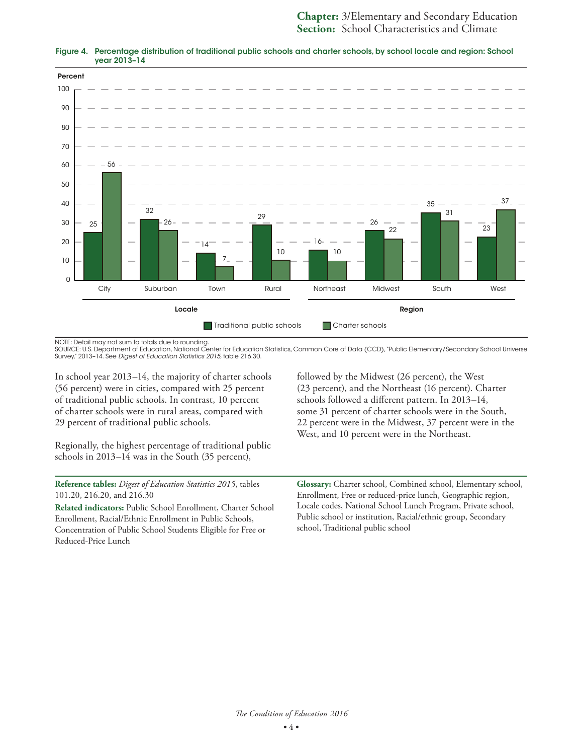Figure 4. Percentage distribution of traditional public schools and charter schools, by school locale and region: School year 2013–14

Percent

100
90
80
70
60
50
40
30
20
10
0

City: 25, 56
Suburban: 32, 26
Town: 14, 7
Rural: 29, 10
Northeast: 16, 10
Midwest: 26, 22
South: 35, 31
West: 23, 37

Locale

Region

Traditional public schools
Charter schools

NOTE: Detail may not sum to totals due to rounding.
SOURCE: U.S. Department of Education, National Center for Education Statistics, Common Core of Data (CCD), "Public Elementary/Secondary School Universe Survey," 2013–14. See *Digest of Education Statistics 2015*, table 216.30.

In school year 2013–14, the majority of charter schools (56 percent) were in cities, compared with 25 percent of traditional public schools. In contrast, 10 percent of charter schools were in rural areas, compared with 29 percent of traditional public schools.

Regionally, the highest percentage of traditional public schools in 2013–14 was in the South (35 percent), followed by the Midwest (26 percent), the West (23 percent), and the Northeast (16 percent). Charter schools followed a different pattern. In 2013–14, some 31 percent of charter schools were in the South, 22 percent were in the Midwest, 37 percent were in the West, and 10 percent were in the Northeast.

**Reference tables:** *Digest of Education Statistics 2015*, tables 101.20, 216.20, and 216.30

**Related indicators:** Public School Enrollment, Charter School Enrollment, Racial/Ethnic Enrollment in Public Schools, Concentration of Public School Students Eligible for Free or Reduced-Price Lunch

**Glossary:** Charter school, Combined school, Elementary school, Enrollment, Free or reduced-price lunch, Geographic region, Locale codes, National School Lunch Program, Private school, Public school or institution, Racial/ethnic group, Secondary school, Traditional public school